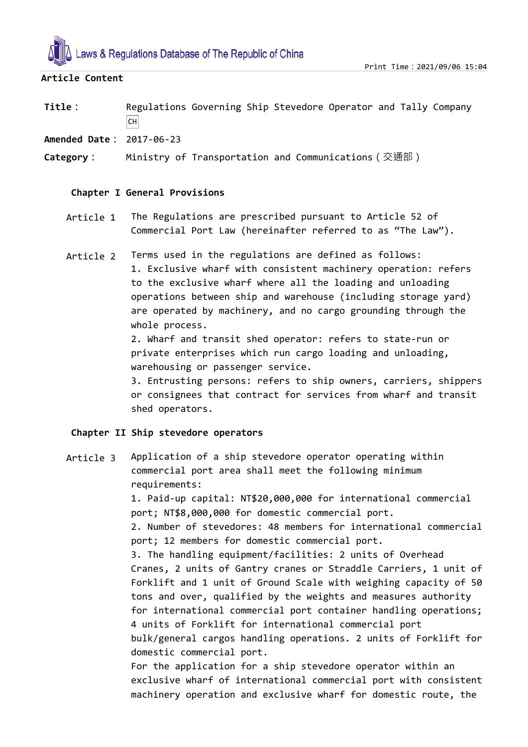Laws & Regulations Database of The Republic of China

**Article Content**

**Title：** Regulations Governing Ship Stevedore Operator and Tally Company CH

**Amended Date：** 2017-06-23

**Category：** Ministry of Transportation and Communications（交通部）

## Chapter I General Provisions

**Article 1** The Regulations are prescribed pursuant to Article 52 of Commercial Port Law (hereinafter referred to as “The Law”).

**Article 2** Terms used in the regulations are defined as follows:
1. Exclusive wharf with consistent machinery operation: refers to the exclusive wharf where all the loading and unloading operations between ship and warehouse (including storage yard) are operated by machinery, and no cargo grounding through the whole process.
2. Wharf and transit shed operator: refers to state-run or private enterprises which run cargo loading and unloading, warehousing or passenger service.
3. Entrusting persons: refers to ship owners, carriers, shippers or consignees that contract for services from wharf and transit shed operators.

## Chapter II Ship stevedore operators

**Article 3** Application of a ship stevedore operator operating within commercial port area shall meet the following minimum requirements:
1. Paid-up capital: NT$20,000,000 for international commercial port; NT$8,000,000 for domestic commercial port.
2. Number of stevedores: 48 members for international commercial port; 12 members for domestic commercial port.
3. The handling equipment/facilities: 2 units of Overhead Cranes, 2 units of Gantry cranes or Straddle Carriers, 1 unit of Forklift and 1 unit of Ground Scale with weighing capacity of 50 tons and over, qualified by the weights and measures authority for international commercial port container handling operations; 4 units of Forklift for international commercial port bulk/general cargos handling operations. 2 units of Forklift for domestic commercial port.
For the application for a ship stevedore operator within an exclusive wharf of international commercial port with consistent machinery operation and exclusive wharf for domestic route, the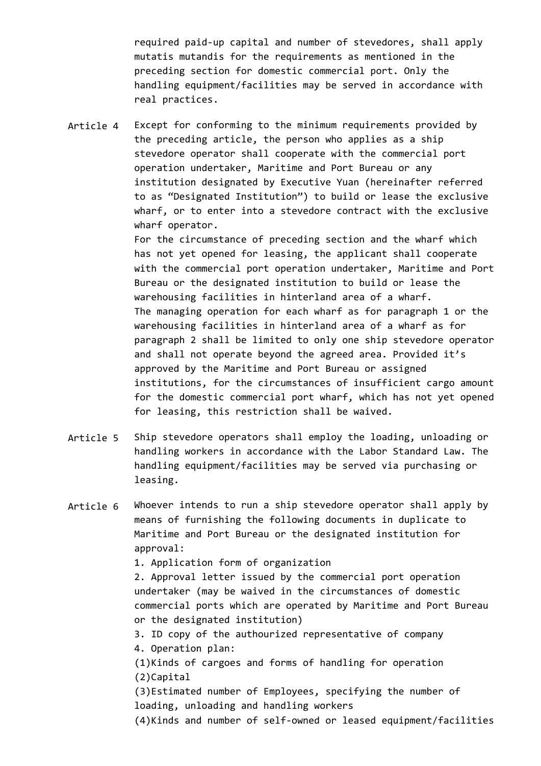required paid-up capital and number of stevedores, shall apply mutatis mutandis for the requirements as mentioned in the preceding section for domestic commercial port. Only the handling equipment/facilities may be served in accordance with real practices.

**Article 4** Except for conforming to the minimum requirements provided by the preceding article, the person who applies as a ship stevedore operator shall cooperate with the commercial port operation undertaker, Maritime and Port Bureau or any institution designated by Executive Yuan (hereinafter referred to as "Designated Institution") to build or lease the exclusive wharf, or to enter into a stevedore contract with the exclusive wharf operator.

For the circumstance of preceding section and the wharf which has not yet opened for leasing, the applicant shall cooperate with the commercial port operation undertaker, Maritime and Port Bureau or the designated institution to build or lease the warehousing facilities in hinterland area of a wharf.

The managing operation for each wharf as for paragraph 1 or the warehousing facilities in hinterland area of a wharf as for paragraph 2 shall be limited to only one ship stevedore operator and shall not operate beyond the agreed area. Provided it's approved by the Maritime and Port Bureau or assigned institutions, for the circumstances of insufficient cargo amount for the domestic commercial port wharf, which has not yet opened for leasing, this restriction shall be waived.

**Article 5** Ship stevedore operators shall employ the loading, unloading or handling workers in accordance with the Labor Standard Law. The handling equipment/facilities may be served via purchasing or leasing.

**Article 6** Whoever intends to run a ship stevedore operator shall apply by means of furnishing the following documents in duplicate to Maritime and Port Bureau or the designated institution for approval:

1. Application form of organization
2. Approval letter issued by the commercial port operation undertaker (may be waived in the circumstances of domestic commercial ports which are operated by Maritime and Port Bureau or the designated institution)
3. ID copy of the authourized representative of company
4. Operation plan:

(1)Kinds of cargoes and forms of handling for operation

(2)Capital

(3)Estimated number of Employees, specifying the number of loading, unloading and handling workers

(4)Kinds and number of self-owned or leased equipment/facilities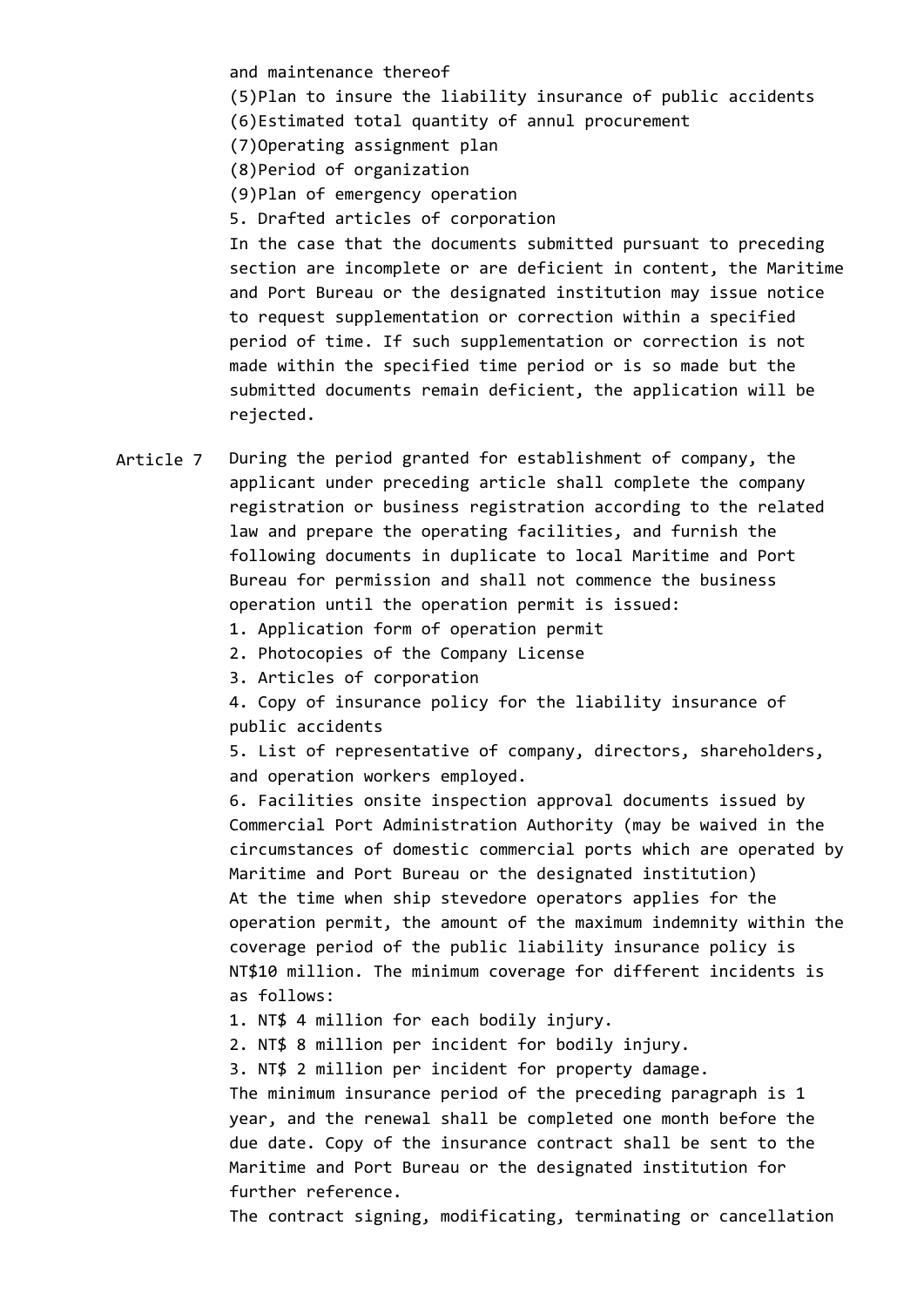and maintenance thereof

(5)Plan to insure the liability insurance of public accidents

(6)Estimated total quantity of annul procurement

(7)Operating assignment plan

(8)Period of organization

(9)Plan of emergency operation

5. Drafted articles of corporation

In the case that the documents submitted pursuant to preceding section are incomplete or are deficient in content, the Maritime and Port Bureau or the designated institution may issue notice to request supplementation or correction within a specified period of time. If such supplementation or correction is not made within the specified time period or is so made but the submitted documents remain deficient, the application will be rejected.

Article 7 During the period granted for establishment of company, the applicant under preceding article shall complete the company registration or business registration according to the related law and prepare the operating facilities, and furnish the following documents in duplicate to local Maritime and Port Bureau for permission and shall not commence the business operation until the operation permit is issued:

1. Application form of operation permit
2. Photocopies of the Company License
3. Articles of corporation
4. Copy of insurance policy for the liability insurance of public accidents
5. List of representative of company, directors, shareholders, and operation workers employed.
6. Facilities onsite inspection approval documents issued by Commercial Port Administration Authority (may be waived in the circumstances of domestic commercial ports which are operated by Maritime and Port Bureau or the designated institution)

At the time when ship stevedore operators applies for the operation permit, the amount of the maximum indemnity within the coverage period of the public liability insurance policy is NT$10 million. The minimum coverage for different incidents is as follows:

1. NT$ 4 million for each bodily injury.
2. NT$ 8 million per incident for bodily injury.
3. NT$ 2 million per incident for property damage.

The minimum insurance period of the preceding paragraph is 1 year, and the renewal shall be completed one month before the due date. Copy of the insurance contract shall be sent to the Maritime and Port Bureau or the designated institution for further reference.

The contract signing, modificating, terminating or cancellation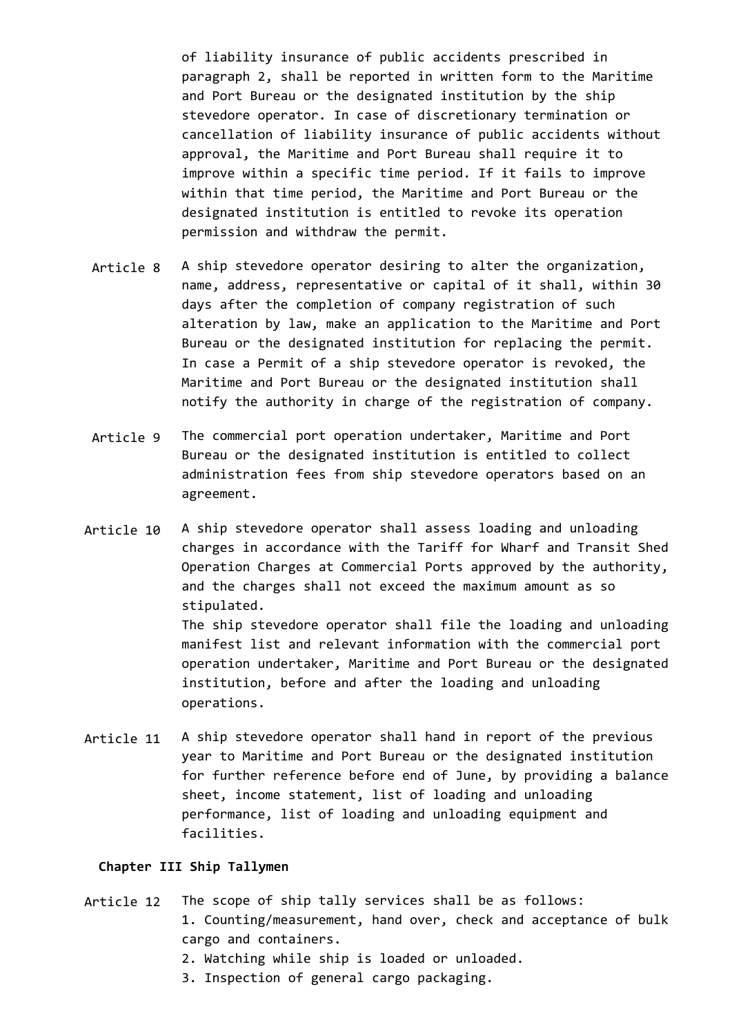of liability insurance of public accidents prescribed in paragraph 2, shall be reported in written form to the Maritime and Port Bureau or the designated institution by the ship stevedore operator. In case of discretionary termination or cancellation of liability insurance of public accidents without approval, the Maritime and Port Bureau shall require it to improve within a specific time period. If it fails to improve within that time period, the Maritime and Port Bureau or the designated institution is entitled to revoke its operation permission and withdraw the permit.

**Article 8** A ship stevedore operator desiring to alter the organization, name, address, representative or capital of it shall, within 30 days after the completion of company registration of such alteration by law, make an application to the Maritime and Port Bureau or the designated institution for replacing the permit. In case a Permit of a ship stevedore operator is revoked, the Maritime and Port Bureau or the designated institution shall notify the authority in charge of the registration of company.

**Article 9** The commercial port operation undertaker, Maritime and Port Bureau or the designated institution is entitled to collect administration fees from ship stevedore operators based on an agreement.

**Article 10** A ship stevedore operator shall assess loading and unloading charges in accordance with the Tariff for Wharf and Transit Shed Operation Charges at Commercial Ports approved by the authority, and the charges shall not exceed the maximum amount as so stipulated.

The ship stevedore operator shall file the loading and unloading manifest list and relevant information with the commercial port operation undertaker, Maritime and Port Bureau or the designated institution, before and after the loading and unloading operations.

**Article 11** A ship stevedore operator shall hand in report of the previous year to Maritime and Port Bureau or the designated institution for further reference before end of June, by providing a balance sheet, income statement, list of loading and unloading performance, list of loading and unloading equipment and facilities.

## Chapter III Ship Tallymen

**Article 12** The scope of ship tally services shall be as follows:

1. Counting/measurement, hand over, check and acceptance of bulk cargo and containers.
2. Watching while ship is loaded or unloaded.
3. Inspection of general cargo packaging.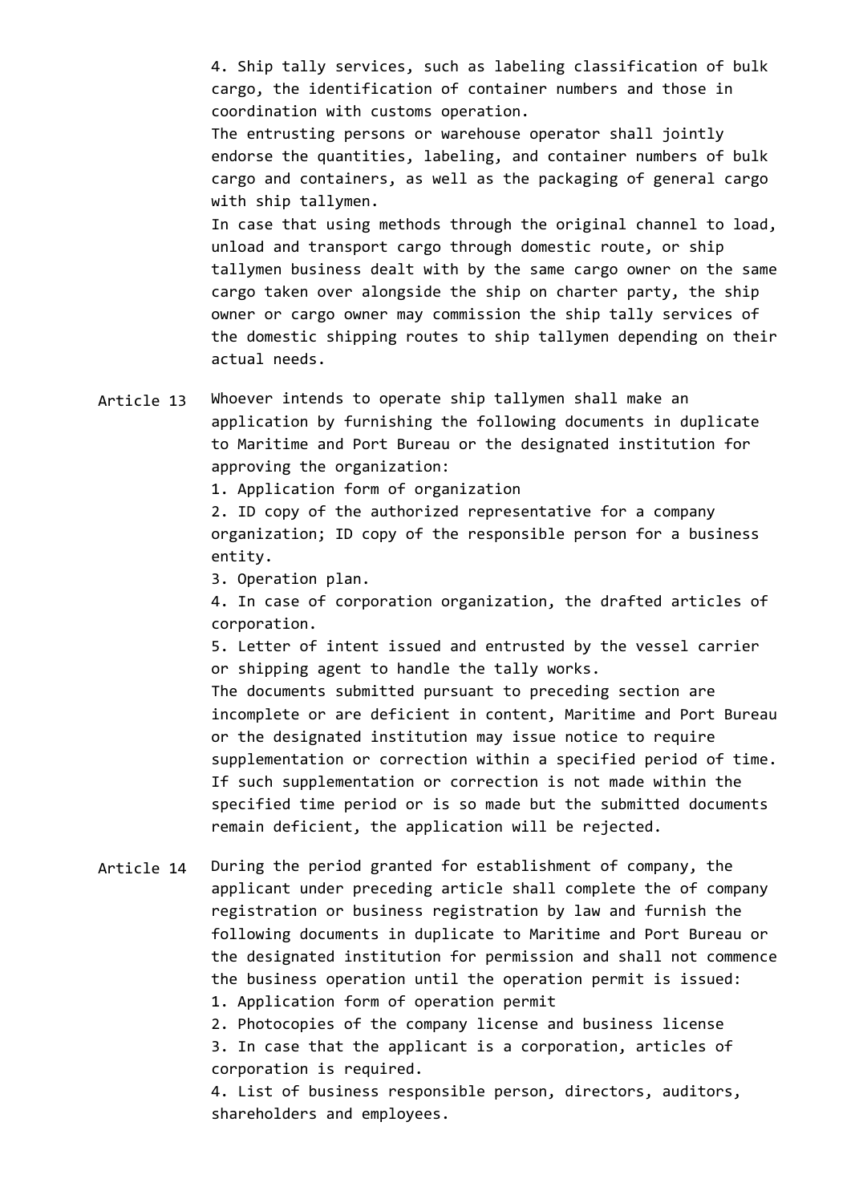4. Ship tally services, such as labeling classification of bulk cargo, the identification of container numbers and those in coordination with customs operation.

The entrusting persons or warehouse operator shall jointly endorse the quantities, labeling, and container numbers of bulk cargo and containers, as well as the packaging of general cargo with ship tallymen.

In case that using methods through the original channel to load, unload and transport cargo through domestic route, or ship tallymen business dealt with by the same cargo owner on the same cargo taken over alongside the ship on charter party, the ship owner or cargo owner may commission the ship tally services of the domestic shipping routes to ship tallymen depending on their actual needs.

Article 13 Whoever intends to operate ship tallymen shall make an application by furnishing the following documents in duplicate to Maritime and Port Bureau or the designated institution for approving the organization:

1. Application form of organization
2. ID copy of the authorized representative for a company organization; ID copy of the responsible person for a business entity.
3. Operation plan.
4. In case of corporation organization, the drafted articles of corporation.
5. Letter of intent issued and entrusted by the vessel carrier or shipping agent to handle the tally works.

The documents submitted pursuant to preceding section are incomplete or are deficient in content, Maritime and Port Bureau or the designated institution may issue notice to require supplementation or correction within a specified period of time. If such supplementation or correction is not made within the specified time period or is so made but the submitted documents remain deficient, the application will be rejected.

Article 14 During the period granted for establishment of company, the applicant under preceding article shall complete the of company registration or business registration by law and furnish the following documents in duplicate to Maritime and Port Bureau or the designated institution for permission and shall not commence the business operation until the operation permit is issued:

1. Application form of operation permit
2. Photocopies of the company license and business license
3. In case that the applicant is a corporation, articles of corporation is required.
4. List of business responsible person, directors, auditors, shareholders and employees.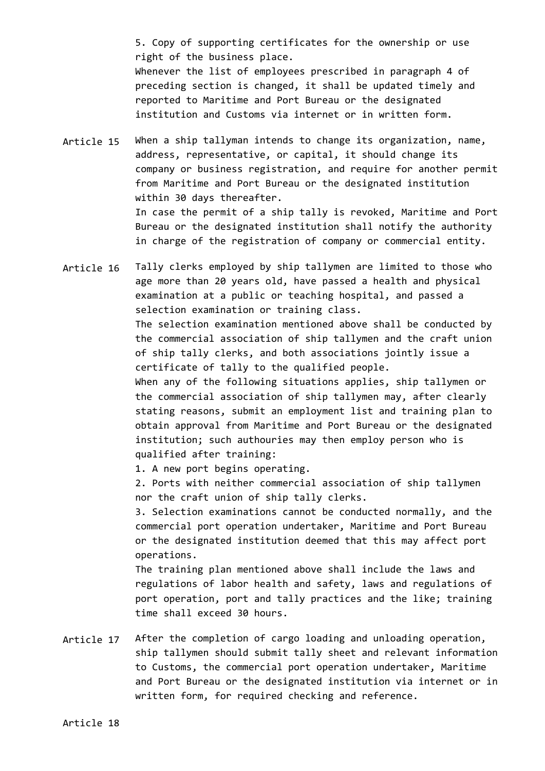5. Copy of supporting certificates for the ownership or use right of the business place.

Whenever the list of employees prescribed in paragraph 4 of preceding section is changed, it shall be updated timely and reported to Maritime and Port Bureau or the designated institution and Customs via internet or in written form.

**Article 15** When a ship tallyman intends to change its organization, name, address, representative, or capital, it should change its company or business registration, and require for another permit from Maritime and Port Bureau or the designated institution within 30 days thereafter.

In case the permit of a ship tally is revoked, Maritime and Port Bureau or the designated institution shall notify the authority in charge of the registration of company or commercial entity.

**Article 16** Tally clerks employed by ship tallymen are limited to those who age more than 20 years old, have passed a health and physical examination at a public or teaching hospital, and passed a selection examination or training class.

The selection examination mentioned above shall be conducted by the commercial association of ship tallymen and the craft union of ship tally clerks, and both associations jointly issue a certificate of tally to the qualified people.

When any of the following situations applies, ship tallymen or the commercial association of ship tallymen may, after clearly stating reasons, submit an employment list and training plan to obtain approval from Maritime and Port Bureau or the designated institution; such authouries may then employ person who is qualified after training:

1. A new port begins operating.
2. Ports with neither commercial association of ship tallymen nor the craft union of ship tally clerks.
3. Selection examinations cannot be conducted normally, and the commercial port operation undertaker, Maritime and Port Bureau or the designated institution deemed that this may affect port operations.

The training plan mentioned above shall include the laws and regulations of labor health and safety, laws and regulations of port operation, port and tally practices and the like; training time shall exceed 30 hours.

**Article 17** After the completion of cargo loading and unloading operation, ship tallymen should submit tally sheet and relevant information to Customs, the commercial port operation undertaker, Maritime and Port Bureau or the designated institution via internet or in written form, for required checking and reference.

**Article 18**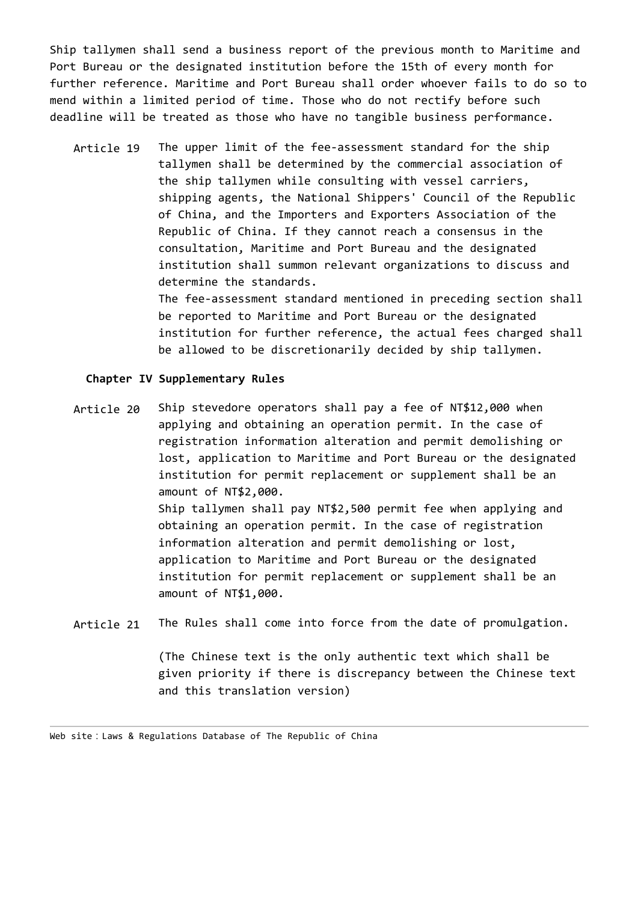Ship tallymen shall send a business report of the previous month to Maritime and Port Bureau or the designated institution before the 15th of every month for further reference. Maritime and Port Bureau shall order whoever fails to do so to mend within a limited period of time. Those who do not rectify before such deadline will be treated as those who have no tangible business performance.

**Article 19** The upper limit of the fee-assessment standard for the ship tallymen shall be determined by the commercial association of the ship tallymen while consulting with vessel carriers, shipping agents, the National Shippers' Council of the Republic of China, and the Importers and Exporters Association of the Republic of China. If they cannot reach a consensus in the consultation, Maritime and Port Bureau and the designated institution shall summon relevant organizations to discuss and determine the standards.

The fee-assessment standard mentioned in preceding section shall be reported to Maritime and Port Bureau or the designated institution for further reference, the actual fees charged shall be allowed to be discretionarily decided by ship tallymen.

## Chapter IV Supplementary Rules

**Article 20** Ship stevedore operators shall pay a fee of NT$12,000 when applying and obtaining an operation permit. In the case of registration information alteration and permit demolishing or lost, application to Maritime and Port Bureau or the designated institution for permit replacement or supplement shall be an amount of NT$2,000.

Ship tallymen shall pay NT$2,500 permit fee when applying and obtaining an operation permit. In the case of registration information alteration and permit demolishing or lost, application to Maritime and Port Bureau or the designated institution for permit replacement or supplement shall be an amount of NT$1,000.

**Article 21** The Rules shall come into force from the date of promulgation.

(The Chinese text is the only authentic text which shall be given priority if there is discrepancy between the Chinese text and this translation version)